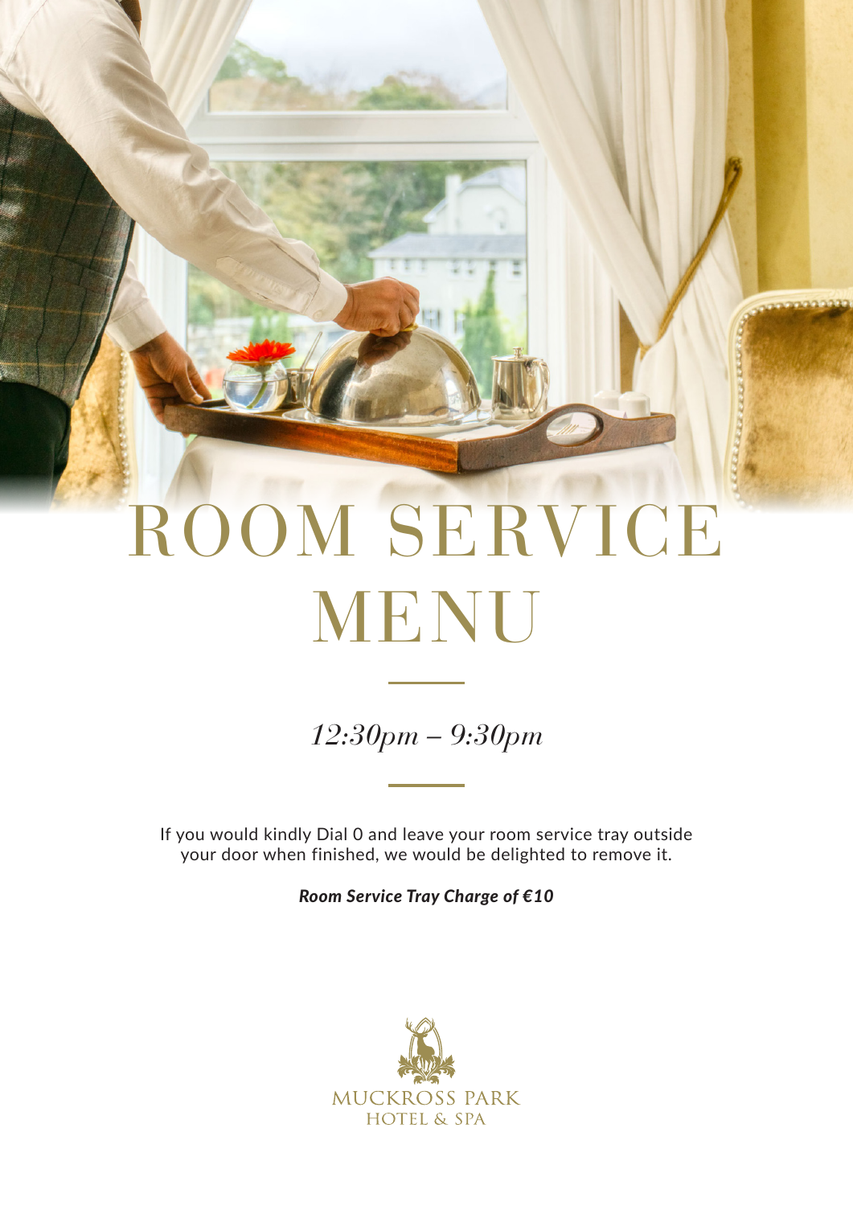# ROOM SERVICE MENU

*12:30pm – 9:30pm*

If you would kindly Dial 0 and leave your room service tray outside your door when finished, we would be delighted to remove it.

***Room Service Tray Charge of €10***

MUCKROSS PARK
HOTEL & SPA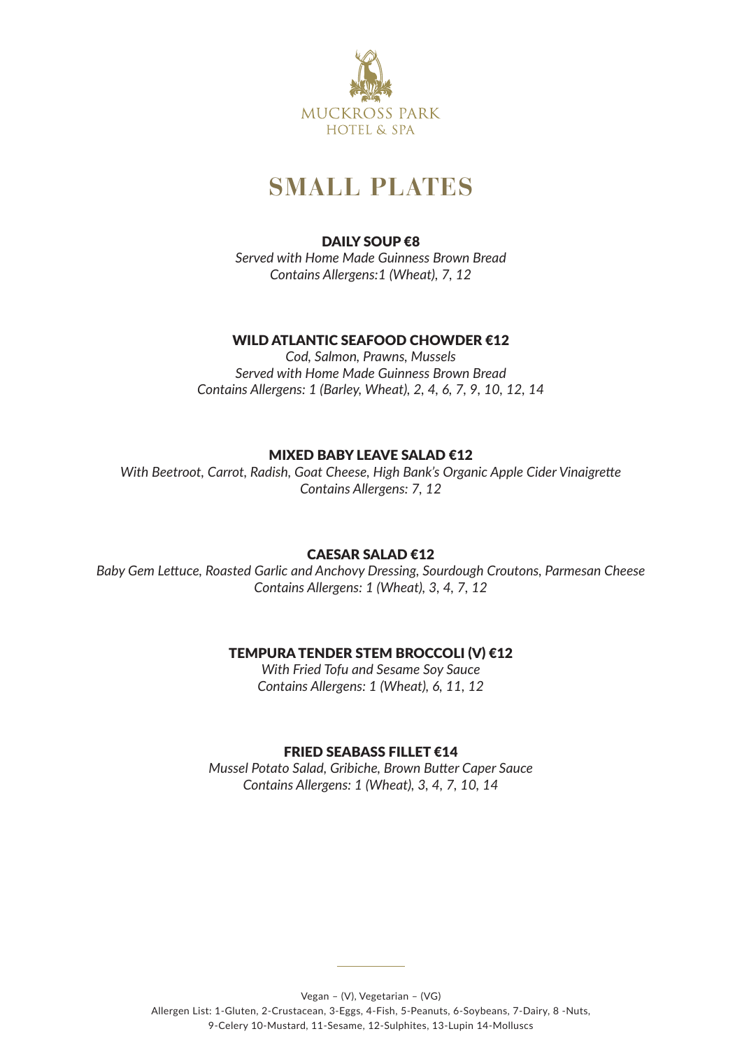MUCKROSS PARK
HOTEL & SPA

# SMALL PLATES

### DAILY SOUP €8

*Served with Home Made Guinness Brown Bread*
*Contains Allergens:1 (Wheat), 7, 12*

### WILD ATLANTIC SEAFOOD CHOWDER €12

*Cod, Salmon, Prawns, Mussels*
*Served with Home Made Guinness Brown Bread*
*Contains Allergens: 1 (Barley, Wheat), 2, 4, 6, 7, 9, 10, 12, 14*

### MIXED BABY LEAVE SALAD €12

*With Beetroot, Carrot, Radish, Goat Cheese, High Bank's Organic Apple Cider Vinaigrette*
*Contains Allergens: 7, 12*

### CAESAR SALAD €12

*Baby Gem Lettuce, Roasted Garlic and Anchovy Dressing, Sourdough Croutons, Parmesan Cheese*
*Contains Allergens: 1 (Wheat), 3, 4, 7, 12*

### TEMPURA TENDER STEM BROCCOLI (V) €12

*With Fried Tofu and Sesame Soy Sauce*
*Contains Allergens: 1 (Wheat), 6, 11, 12*

### FRIED SEABASS FILLET €14

*Mussel Potato Salad, Gribiche, Brown Butter Caper Sauce*
*Contains Allergens: 1 (Wheat), 3, 4, 7, 10, 14*

---

Vegan – (V), Vegetarian – (VG)
Allergen List: 1-Gluten, 2-Crustacean, 3-Eggs, 4-Fish, 5-Peanuts, 6-Soybeans, 7-Dairy, 8 -Nuts, 9-Celery 10-Mustard, 11-Sesame, 12-Sulphites, 13-Lupin 14-Molluscs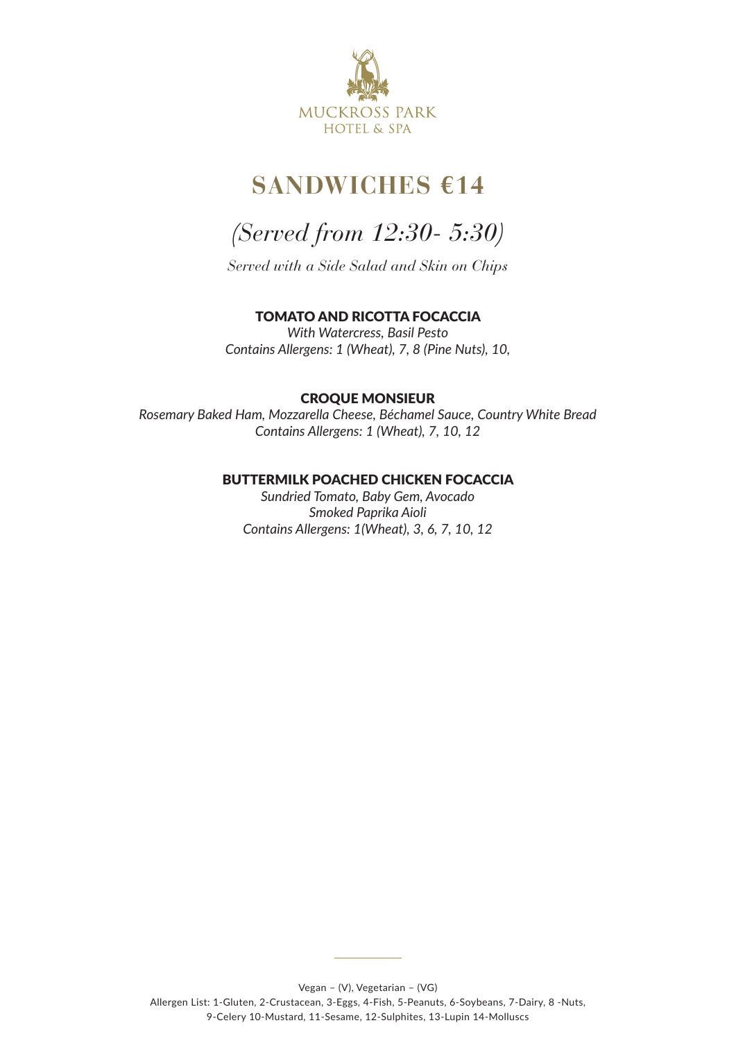MUCKROSS PARK
HOTEL & SPA

# SANDWICHES €14

## *(Served from 12:30- 5:30)*

*Served with a Side Salad and Skin on Chips*

### TOMATO AND RICOTTA FOCACCIA

*With Watercress, Basil Pesto*
*Contains Allergens: 1 (Wheat), 7, 8 (Pine Nuts), 10,*

### CROQUE MONSIEUR

*Rosemary Baked Ham, Mozzarella Cheese, Béchamel Sauce, Country White Bread*
*Contains Allergens: 1 (Wheat), 7, 10, 12*

### BUTTERMILK POACHED CHICKEN FOCACCIA

*Sundried Tomato, Baby Gem, Avocado*
*Smoked Paprika Aioli*
*Contains Allergens: 1(Wheat), 3, 6, 7, 10, 12*

---

Vegan – (V), Vegetarian – (VG)
Allergen List: 1-Gluten, 2-Crustacean, 3-Eggs, 4-Fish, 5-Peanuts, 6-Soybeans, 7-Dairy, 8 -Nuts, 9-Celery 10-Mustard, 11-Sesame, 12-Sulphites, 13-Lupin 14-Molluscs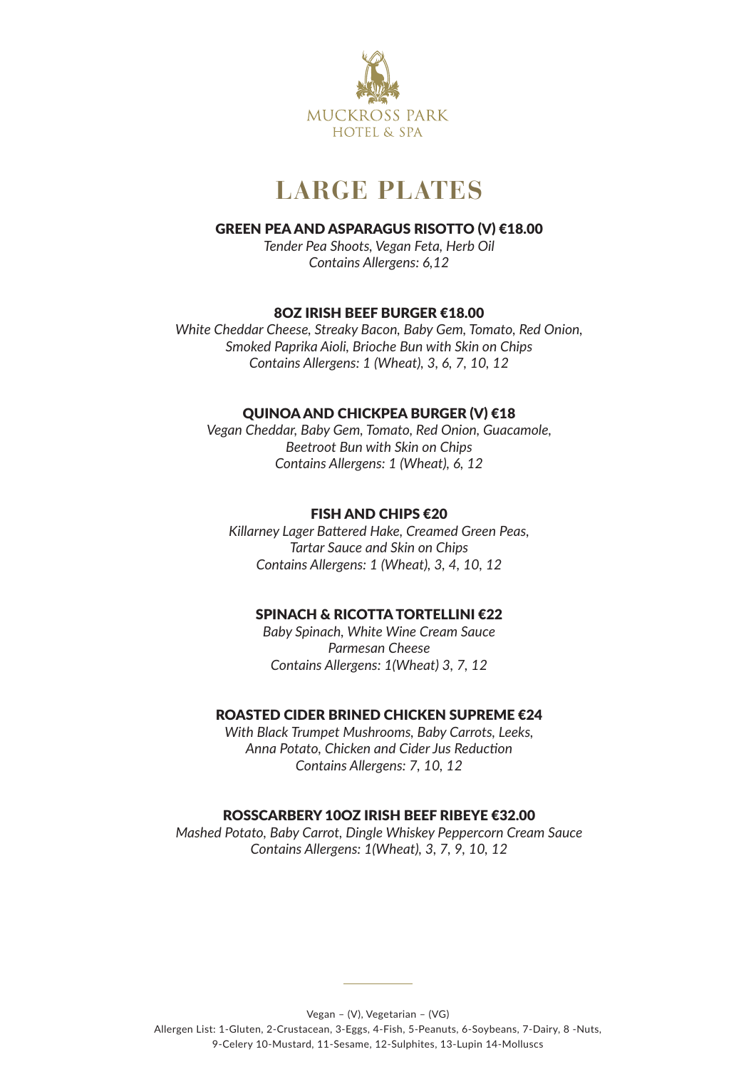MUCKROSS PARK
HOTEL & SPA

# LARGE PLATES

### GREEN PEA AND ASPARAGUS RISOTTO (V) €18.00

*Tender Pea Shoots, Vegan Feta, Herb Oil*
*Contains Allergens: 6,12*

### 8OZ IRISH BEEF BURGER €18.00

*White Cheddar Cheese, Streaky Bacon, Baby Gem, Tomato, Red Onion, Smoked Paprika Aioli, Brioche Bun with Skin on Chips*
*Contains Allergens: 1 (Wheat), 3, 6, 7, 10, 12*

### QUINOA AND CHICKPEA BURGER (V) €18

*Vegan Cheddar, Baby Gem, Tomato, Red Onion, Guacamole, Beetroot Bun with Skin on Chips*
*Contains Allergens: 1 (Wheat), 6, 12*

### FISH AND CHIPS €20

*Killarney Lager Battered Hake, Creamed Green Peas, Tartar Sauce and Skin on Chips*
*Contains Allergens: 1 (Wheat), 3, 4, 10, 12*

### SPINACH & RICOTTA TORTELLINI €22

*Baby Spinach, White Wine Cream Sauce Parmesan Cheese*
*Contains Allergens: 1(Wheat) 3, 7, 12*

### ROASTED CIDER BRINED CHICKEN SUPREME €24

*With Black Trumpet Mushrooms, Baby Carrots, Leeks, Anna Potato, Chicken and Cider Jus Reduction*
*Contains Allergens: 7, 10, 12*

### ROSSCARBERY 10OZ IRISH BEEF RIBEYE €32.00

*Mashed Potato, Baby Carrot, Dingle Whiskey Peppercorn Cream Sauce*
*Contains Allergens: 1(Wheat), 3, 7, 9, 10, 12*

Vegan – (V), Vegetarian – (VG)
Allergen List: 1-Gluten, 2-Crustacean, 3-Eggs, 4-Fish, 5-Peanuts, 6-Soybeans, 7-Dairy, 8 -Nuts, 9-Celery 10-Mustard, 11-Sesame, 12-Sulphites, 13-Lupin 14-Molluscs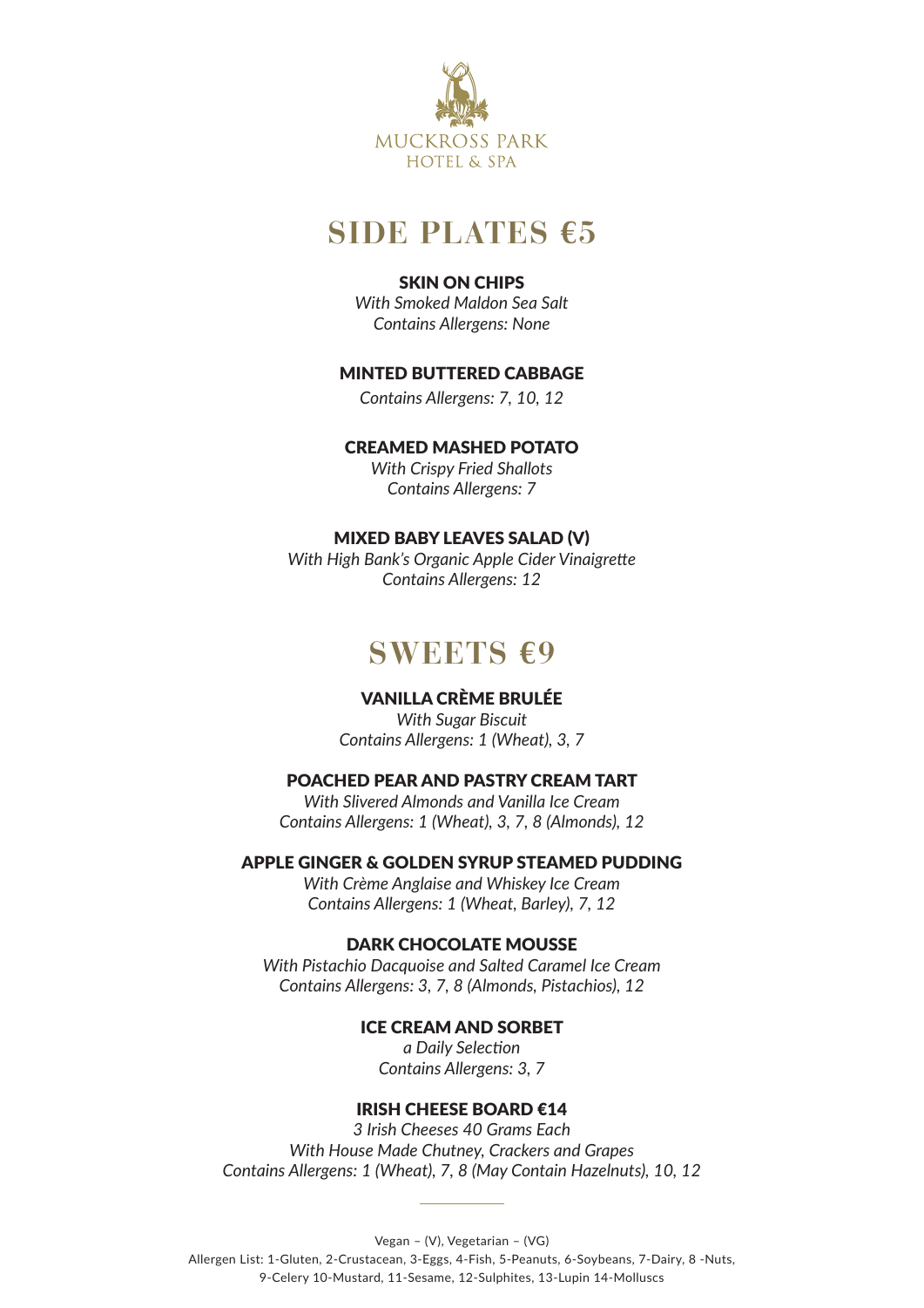MUCKROSS PARK
HOTEL & SPA

# SIDE PLATES €5

### SKIN ON CHIPS

*With Smoked Maldon Sea Salt*
*Contains Allergens: None*

### MINTED BUTTERED CABBAGE

*Contains Allergens: 7, 10, 12*

### CREAMED MASHED POTATO

*With Crispy Fried Shallots*
*Contains Allergens: 7*

### MIXED BABY LEAVES SALAD (V)

*With High Bank's Organic Apple Cider Vinaigrette*
*Contains Allergens: 12*

# SWEETS €9

### VANILLA CRÈME BRULÉE

*With Sugar Biscuit*
*Contains Allergens: 1 (Wheat), 3, 7*

### POACHED PEAR AND PASTRY CREAM TART

*With Slivered Almonds and Vanilla Ice Cream*
*Contains Allergens: 1 (Wheat), 3, 7, 8 (Almonds), 12*

### APPLE GINGER & GOLDEN SYRUP STEAMED PUDDING

*With Crème Anglaise and Whiskey Ice Cream*
*Contains Allergens: 1 (Wheat, Barley), 7, 12*

### DARK CHOCOLATE MOUSSE

*With Pistachio Dacquoise and Salted Caramel Ice Cream*
*Contains Allergens: 3, 7, 8 (Almonds, Pistachios), 12*

### ICE CREAM AND SORBET

*a Daily Selection*
*Contains Allergens: 3, 7*

### IRISH CHEESE BOARD €14

*3 Irish Cheeses 40 Grams Each*
*With House Made Chutney, Crackers and Grapes*
*Contains Allergens: 1 (Wheat), 7, 8 (May Contain Hazelnuts), 10, 12*

---

Vegan – (V), Vegetarian – (VG)
Allergen List: 1-Gluten, 2-Crustacean, 3-Eggs, 4-Fish, 5-Peanuts, 6-Soybeans, 7-Dairy, 8 -Nuts, 9-Celery 10-Mustard, 11-Sesame, 12-Sulphites, 13-Lupin 14-Molluscs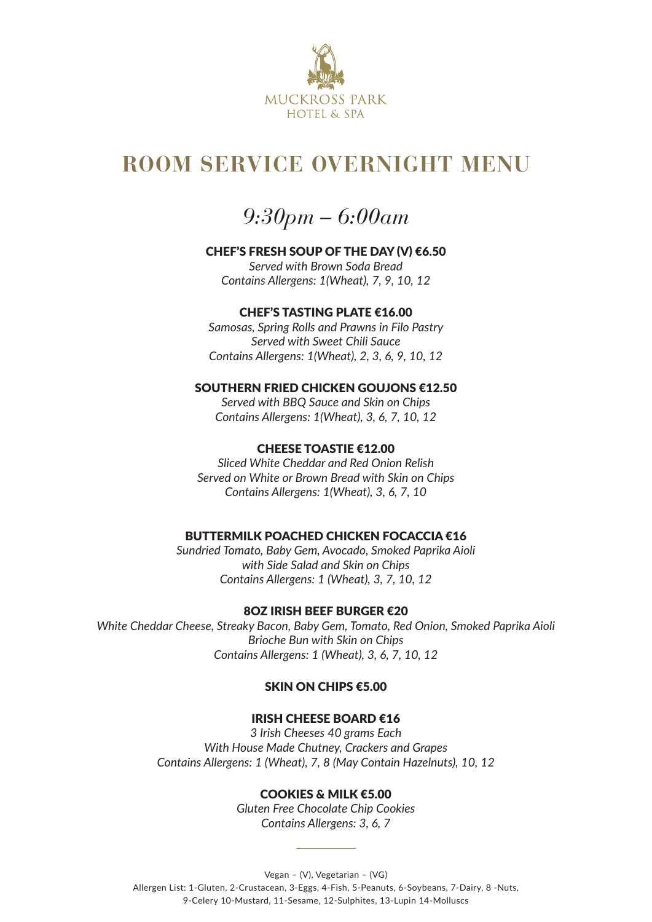MUCKROSS PARK
HOTEL & SPA

# ROOM SERVICE OVERNIGHT MENU

## *9:30pm – 6:00am*

### CHEF'S FRESH SOUP OF THE DAY (V) €6.50

*Served with Brown Soda Bread*
*Contains Allergens: 1(Wheat), 7, 9, 10, 12*

### CHEF'S TASTING PLATE €16.00

*Samosas, Spring Rolls and Prawns in Filo Pastry*
*Served with Sweet Chili Sauce*
*Contains Allergens: 1(Wheat), 2, 3, 6, 9, 10, 12*

### SOUTHERN FRIED CHICKEN GOUJONS €12.50

*Served with BBQ Sauce and Skin on Chips*
*Contains Allergens: 1(Wheat), 3, 6, 7, 10, 12*

### CHEESE TOASTIE €12.00

*Sliced White Cheddar and Red Onion Relish*
*Served on White or Brown Bread with Skin on Chips*
*Contains Allergens: 1(Wheat), 3, 6, 7, 10*

### BUTTERMILK POACHED CHICKEN FOCACCIA €16

*Sundried Tomato, Baby Gem, Avocado, Smoked Paprika Aioli*
*with Side Salad and Skin on Chips*
*Contains Allergens: 1 (Wheat), 3, 7, 10, 12*

### 8OZ IRISH BEEF BURGER €20

*White Cheddar Cheese, Streaky Bacon, Baby Gem, Tomato, Red Onion, Smoked Paprika Aioli*
*Brioche Bun with Skin on Chips*
*Contains Allergens: 1 (Wheat), 3, 6, 7, 10, 12*

### SKIN ON CHIPS €5.00

### IRISH CHEESE BOARD €16

*3 Irish Cheeses 40 grams Each*
*With House Made Chutney, Crackers and Grapes*
*Contains Allergens: 1 (Wheat), 7, 8 (May Contain Hazelnuts), 10, 12*

### COOKIES & MILK €5.00

*Gluten Free Chocolate Chip Cookies*
*Contains Allergens: 3, 6, 7*

---

Vegan – (V), Vegetarian – (VG)
Allergen List: 1-Gluten, 2-Crustacean, 3-Eggs, 4-Fish, 5-Peanuts, 6-Soybeans, 7-Dairy, 8 -Nuts, 9-Celery 10-Mustard, 11-Sesame, 12-Sulphites, 13-Lupin 14-Molluscs